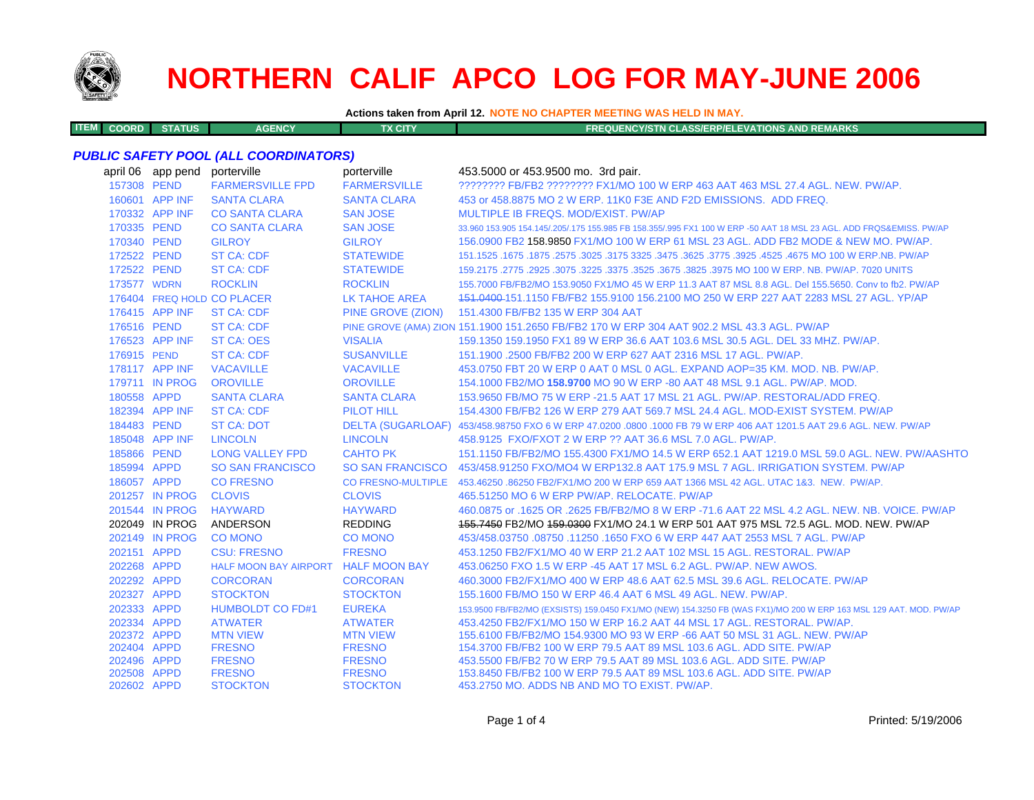# NORTHERN CALIF APCO LOG FOR MAY-JUNE 2006

**Actions taken from April 12. NOTE NO CHAPTER MEETING WAS HELD IN MAY.**

| ITEM | COORD | STATUS | AGENCY | TX CITY | FREQUENCY/STN CLASS/ERP/ELEVATIONS AND REMARKS |
|---|---|---|---|---|---|

## *PUBLIC SAFETY POOL (ALL COORDINATORS)*

| ITEM | COORD | STATUS | AGENCY | TX CITY | FREQUENCY/STN CLASS/ERP/ELEVATIONS AND REMARKS |
|---|---|---|---|---|---|
| | april 06 | app pend | porterville | porterville | 453.5000 or 453.9500 mo. 3rd pair. |
| | 157308 | PEND | FARMERSVILLE FPD | FARMERSVILLE | ???????? FB/FB2 ???????? FX1/MO 100 W ERP 463 AAT 463 MSL 27.4 AGL. NEW. PW/AP. |
| | 160601 | APP INF | SANTA CLARA | SANTA CLARA | 453 or 458.8875 MO 2 W ERP. 11K0 F3E AND F2D EMISSIONS. ADD FREQ. |
| | 170332 | APP INF | CO SANTA CLARA | SAN JOSE | MULTIPLE IB FREQS. MOD/EXIST. PW/AP |
| | 170335 | PEND | CO SANTA CLARA | SAN JOSE | 33.960 153.905 154.145/.205/.175 155.985 FB 158.355/.995 FX1 100 W ERP -50 AAT 18 MSL 23 AGL. ADD FRQS&EMISS. PW/AP |
| | 170340 | PEND | GILROY | GILROY | 156.0900 FB2 158.9850 FX1/MO 100 W ERP 61 MSL 23 AGL. ADD FB2 MODE & NEW MO. PW/AP. |
| | 172522 | PEND | ST CA: CDF | STATEWIDE | 151.1525 .1675 .1875 .2575 .3025 .3175 3325 .3475 .3625 .3775 .3925 .4525 .4675 MO 100 W ERP.NB. PW/AP |
| | 172522 | PEND | ST CA: CDF | STATEWIDE | 159.2175 .2775 .2925 .3075 .3225 .3375 .3525 .3675 .3825 .3975 MO 100 W ERP. NB. PW/AP. 7020 UNITS |
| | 173577 | WDRN | ROCKLIN | ROCKLIN | 155.7000 FB/FB2/MO 153.9050 FX1/MO 45 W ERP 11.3 AAT 87 MSL 8.8 AGL. Del 155.5650. Conv to fb2. PW/AP |
| | 176404 | FREQ HOLD | CO PLACER | LK TAHOE AREA | ~~151.0400~~ 151.1150 FB/FB2 155.9100 156.2100 MO 250 W ERP 227 AAT 2283 MSL 27 AGL. YP/AP |
| | 176415 | APP INF | ST CA: CDF | PINE GROVE (ZION) | 151.4300 FB/FB2 135 W ERP 304 AAT |
| | 176516 | PEND | ST CA: CDF | PINE GROVE (AMA) ZION | 151.1900 151.2650 FB/FB2 170 W ERP 304 AAT 902.2 MSL 43.3 AGL. PW/AP |
| | 176523 | APP INF | ST CA: OES | VISALIA | 159.1350 159.1950 FX1 89 W ERP 36.6 AAT 103.6 MSL 30.5 AGL. DEL 33 MHZ. PW/AP. |
| | 176915 | PEND | ST CA: CDF | SUSANVILLE | 151.1900 .2500 FB/FB2 200 W ERP 627 AAT 2316 MSL 17 AGL. PW/AP. |
| | 178117 | APP INF | VACAVILLE | VACAVILLE | 453.0750 FBT 20 W ERP 0 AAT 0 MSL 0 AGL. EXPAND AOP=35 KM. MOD. NB. PW/AP. |
| | 179711 | IN PROG | OROVILLE | OROVILLE | 154.1000 FB2/MO **158.9700** MO 90 W ERP -80 AAT 48 MSL 9.1 AGL. PW/AP. MOD. |
| | 180558 | APPD | SANTA CLARA | SANTA CLARA | 153.9650 FB/MO 75 W ERP -21.5 AAT 17 MSL 21 AGL. PW/AP. RESTORAL/ADD FREQ. |
| | 182394 | APP INF | ST CA: CDF | PILOT HILL | 154.4300 FB/FB2 126 W ERP 279 AAT 569.7 MSL 24.4 AGL. MOD-EXIST SYSTEM. PW/AP |
| | 184483 | PEND | ST CA: DOT | DELTA (SUGARLOAF) | 453/458.98750 FXO 6 W ERP 47.0200 .0800 .1000 FB 79 W ERP 406 AAT 1201.5 AAT 29.6 AGL. NEW. PW/AP |
| | 185048 | APP INF | LINCOLN | LINCOLN | 458.9125 FXO/FXOT 2 W ERP ?? AAT 36.6 MSL 7.0 AGL. PW/AP. |
| | 185866 | PEND | LONG VALLEY FPD | CAHTO PK | 151.1150 FB/FB2/MO 155.4300 FX1/MO 14.5 W ERP 652.1 AAT 1219.0 MSL 59.0 AGL. NEW. PW/AASHTO |
| | 185994 | APPD | SO SAN FRANCISCO | SO SAN FRANCISCO | 453/458.91250 FXO/MO4 W ERP132.8 AAT 175.9 MSL 7 AGL. IRRIGATION SYSTEM. PW/AP |
| | 186057 | APPD | CO FRESNO | CO FRESNO-MULTIPLE | 453.46250 .86250 FB2/FX1/MO 200 W ERP 659 AAT 1366 MSL 42 AGL. UTAC 1&3. NEW. PW/AP. |
| | 201257 | IN PROG | CLOVIS | CLOVIS | 465.51250 MO 6 W ERP PW/AP. RELOCATE. PW/AP |
| | 201544 | IN PROG | HAYWARD | HAYWARD | 460.0875 or .1625 OR .2625 FB/FB2/MO 8 W ERP -71.6 AAT 22 MSL 4.2 AGL. NEW. NB. VOICE. PW/AP |
| | 202049 | IN PROG | ANDERSON | REDDING | ~~155.7450~~ FB2/MO ~~159.0300~~ FX1/MO 24.1 W ERP 501 AAT 975 MSL 72.5 AGL. MOD. NEW. PW/AP |
| | 202149 | IN PROG | CO MONO | CO MONO | 453/458.03750 .08750 .11250 .1650 FXO 6 W ERP 447 AAT 2553 MSL 7 AGL. PW/AP |
| | 202151 | APPD | CSU: FRESNO | FRESNO | 453.1250 FB2/FX1/MO 40 W ERP 21.2 AAT 102 MSL 15 AGL. RESTORAL. PW/AP |
| | 202268 | APPD | HALF MOON BAY AIRPORT | HALF MOON BAY | 453.06250 FXO 1.5 W ERP -45 AAT 17 MSL 6.2 AGL. PW/AP. NEW AWOS. |
| | 202292 | APPD | CORCORAN | CORCORAN | 460.3000 FB2/FX1/MO 400 W ERP 48.6 AAT 62.5 MSL 39.6 AGL. RELOCATE. PW/AP |
| | 202327 | APPD | STOCKTON | STOCKTON | 155.1600 FB/MO 150 W ERP 46.4 AAT 6 MSL 49 AGL. NEW. PW/AP. |
| | 202333 | APPD | HUMBOLDT CO FD#1 | EUREKA | 153.9500 FB/FB2/MO (EXSISTS) 159.0450 FX1/MO (NEW) 154.3250 FB (WAS FX1)/MO 200 W ERP 163 MSL 129 AAT. MOD. PW/AP |
| | 202334 | APPD | ATWATER | ATWATER | 453.4250 FB2/FX1/MO 150 W ERP 16.2 AAT 44 MSL 17 AGL. RESTORAL. PW/AP. |
| | 202372 | APPD | MTN VIEW | MTN VIEW | 155.6100 FB/FB2/MO 154.9300 MO 93 W ERP -66 AAT 50 MSL 31 AGL. NEW. PW/AP |
| | 202404 | APPD | FRESNO | FRESNO | 154.3700 FB/FB2 100 W ERP 79.5 AAT 89 MSL 103.6 AGL. ADD SITE. PW/AP |
| | 202496 | APPD | FRESNO | FRESNO | 453.5500 FB/FB2 70 W ERP 79.5 AAT 89 MSL 103.6 AGL. ADD SITE. PW/AP |
| | 202508 | APPD | FRESNO | FRESNO | 153.8450 FB/FB2 100 W ERP 79.5 AAT 89 MSL 103.6 AGL. ADD SITE. PW/AP |
| | 202602 | APPD | STOCKTON | STOCKTON | 453.2750 MO. ADDS NB AND MO TO EXIST. PW/AP. |

Printed: 5/19/2006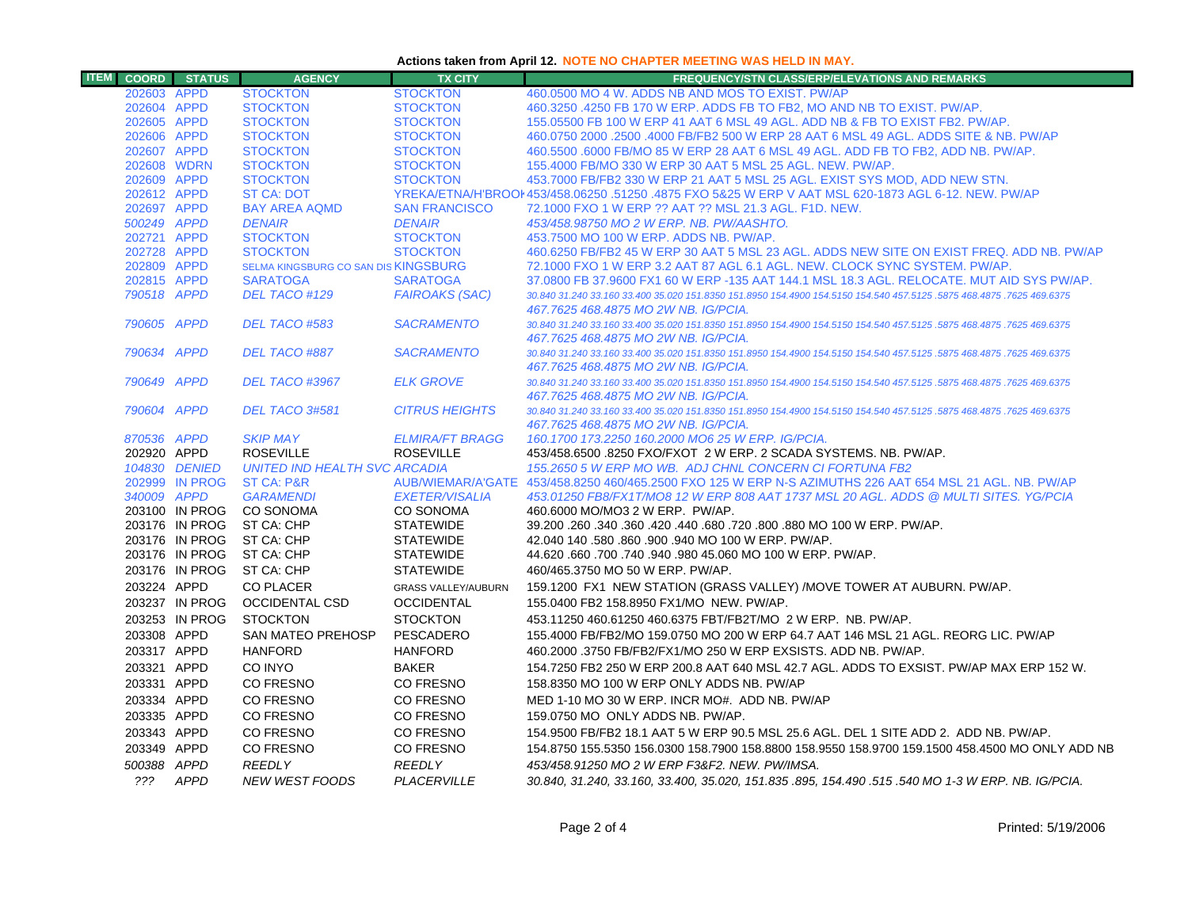**Actions taken from April 12. NOTE NO CHAPTER MEETING WAS HELD IN MAY.**

| ITEM | COORD | STATUS | AGENCY | TX CITY | FREQUENCY/STN CLASS/ERP/ELEVATIONS AND REMARKS |
|---|---|---|---|---|---|
| | 202603 | APPD | STOCKTON | STOCKTON | 460.0500 MO 4 W. ADDS NB AND MOS TO EXIST. PW/AP |
| | 202604 | APPD | STOCKTON | STOCKTON | 460.3250 .4250 FB 170 W ERP. ADDS FB TO FB2, MO AND NB TO EXIST. PW/AP. |
| | 202605 | APPD | STOCKTON | STOCKTON | 155.05500 FB 100 W ERP 41 AAT 6 MSL 49 AGL. ADD NB & FB TO EXIST FB2. PW/AP. |
| | 202606 | APPD | STOCKTON | STOCKTON | 460.0750 2000 .2500 .4000 FB/FB2 500 W ERP 28 AAT 6 MSL 49 AGL. ADDS SITE & NB. PW/AP |
| | 202607 | APPD | STOCKTON | STOCKTON | 460.5500 .6000 FB/MO 85 W ERP 28 AAT 6 MSL 49 AGL. ADD FB TO FB2, ADD NB. PW/AP. |
| | 202608 | WDRN | STOCKTON | STOCKTON | 155.4000 FB/MO 330 W ERP 30 AAT 5 MSL 25 AGL. NEW. PW/AP. |
| | 202609 | APPD | STOCKTON | STOCKTON | 453.7000 FB/FB2 330 W ERP 21 AAT 5 MSL 25 AGL. EXIST SYS MOD, ADD NEW STN. |
| | 202612 | APPD | ST CA: DOT | YREKA/ETNA/H'BROOK | 453/458.06250 .51250 .4875 FXO 5&25 W ERP V AAT MSL 620-1873 AGL 6-12. NEW. PW/AP |
| | 202697 | APPD | BAY AREA AQMD | SAN FRANCISCO | 72.1000 FXO 1 W ERP ?? AAT ?? MSL 21.3 AGL. F1D. NEW. |
| | *500249* | *APPD* | *DENAIR* | *DENAIR* | *453/458.98750 MO 2 W ERP. NB. PW/AASHTO.* |
| | 202721 | APPD | STOCKTON | STOCKTON | 453.7500 MO 100 W ERP. ADDS NB. PW/AP. |
| | 202728 | APPD | STOCKTON | STOCKTON | 460.6250 FB/FB2 45 W ERP 30 AAT 5 MSL 23 AGL. ADDS NEW SITE ON EXIST FREQ. ADD NB. PW/AP |
| | 202809 | APPD | SELMA KINGSBURG CO SAN DIS | KINGSBURG | 72.1000 FXO 1 W ERP 3.2 AAT 87 AGL 6.1 AGL. NEW. CLOCK SYNC SYSTEM. PW/AP. |
| | 202815 | APPD | SARATOGA | SARATOGA | 37.0800 FB 37.9600 FX1 60 W ERP -135 AAT 144.1 MSL 18.3 AGL. RELOCATE. MUT AID SYS PW/AP. |
| | *790518* | *APPD* | *DEL TACO #129* | *FAIROAKS (SAC)* | *30.840 31.240 33.160 33.400 35.020 151.8350 151.8950 154.4900 154.5150 154.540 457.5125 .5875 468.4875 .7625 469.6375 467.7625 468.4875 MO 2W NB. IG/PCIA.* |
| | *790605* | *APPD* | *DEL TACO #583* | *SACRAMENTO* | *30.840 31.240 33.160 33.400 35.020 151.8350 151.8950 154.4900 154.5150 154.540 457.5125 .5875 468.4875 .7625 469.6375 467.7625 468.4875 MO 2W NB. IG/PCIA.* |
| | *790634* | *APPD* | *DEL TACO #887* | *SACRAMENTO* | *30.840 31.240 33.160 33.400 35.020 151.8350 151.8950 154.4900 154.5150 154.540 457.5125 .5875 468.4875 .7625 469.6375 467.7625 468.4875 MO 2W NB. IG/PCIA.* |
| | *790649* | *APPD* | *DEL TACO #3967* | *ELK GROVE* | *30.840 31.240 33.160 33.400 35.020 151.8350 151.8950 154.4900 154.5150 154.540 457.5125 .5875 468.4875 .7625 469.6375 467.7625 468.4875 MO 2W NB. IG/PCIA.* |
| | *790604* | *APPD* | *DEL TACO 3#581* | *CITRUS HEIGHTS* | *30.840 31.240 33.160 33.400 35.020 151.8350 151.8950 154.4900 154.5150 154.540 457.5125 .5875 468.4875 .7625 469.6375 467.7625 468.4875 MO 2W NB. IG/PCIA.* |
| | *870536* | *APPD* | *SKIP MAY* | *ELMIRA/FT BRAGG* | *160.1700 173.2250 160.2000 MO6 25 W ERP. IG/PCIA.* |
| | 202920 | APPD | ROSEVILLE | ROSEVILLE | 453/458.6500 .8250 FXO/FXOT 2 W ERP. 2 SCADA SYSTEMS. NB. PW/AP. |
| | *104830* | *DENIED* | *UNITED IND HEALTH SVC* | *ARCADIA* | *155.2650 5 W ERP MO WB. ADJ CHNL CONCERN CI FORTUNA FB2* |
| | 202999 | IN PROG | ST CA: P&R | AUB/WIEMAR/A'GATE | 453/458.8250 460/465.2500 FXO 125 W ERP N-S AZIMUTHS 226 AAT 654 MSL 21 AGL. NB. PW/AP |
| | *340009* | *APPD* | *GARAMENDI* | *EXETER/VISALIA* | *453.01250 FB8/FX1T/MO8 12 W ERP 808 AAT 1737 MSL 20 AGL. ADDS @ MULTI SITES. YG/PCIA* |
| | 203100 | IN PROG | CO SONOMA | CO SONOMA | 460.6000 MO/MO3 2 W ERP. PW/AP. |
| | 203176 | IN PROG | ST CA: CHP | STATEWIDE | 39.200 .260 .340 .360 .420 .440 .680 .720 .800 .880 MO 100 W ERP. PW/AP. |
| | 203176 | IN PROG | ST CA: CHP | STATEWIDE | 42.040 140 .580 .860 .900 .940 MO 100 W ERP. PW/AP. |
| | 203176 | IN PROG | ST CA: CHP | STATEWIDE | 44.620 .660 .700 .740 .940 .980 45.060 MO 100 W ERP. PW/AP. |
| | 203176 | IN PROG | ST CA: CHP | STATEWIDE | 460/465.3750 MO 50 W ERP. PW/AP. |
| | 203224 | APPD | CO PLACER | GRASS VALLEY/AUBURN | 159.1200 FX1 NEW STATION (GRASS VALLEY) /MOVE TOWER AT AUBURN. PW/AP. |
| | 203237 | IN PROG | OCCIDENTAL CSD | OCCIDENTAL | 155.0400 FB2 158.8950 FX1/MO NEW. PW/AP. |
| | 203253 | IN PROG | STOCKTON | STOCKTON | 453.11250 460.61250 460.6375 FBT/FB2T/MO 2 W ERP. NB. PW/AP. |
| | 203308 | APPD | SAN MATEO PREHOSP | PESCADERO | 155.4000 FB/FB2/MO 159.0750 MO 200 W ERP 64.7 AAT 146 MSL 21 AGL. REORG LIC. PW/AP |
| | 203317 | APPD | HANFORD | HANFORD | 460.2000 .3750 FB/FB2/FX1/MO 250 W ERP EXSISTS. ADD NB. PW/AP. |
| | 203321 | APPD | CO INYO | BAKER | 154.7250 FB2 250 W ERP 200.8 AAT 640 MSL 42.7 AGL. ADDS TO EXSIST. PW/AP MAX ERP 152 W. |
| | 203331 | APPD | CO FRESNO | CO FRESNO | 158.8350 MO 100 W ERP ONLY ADDS NB. PW/AP |
| | 203334 | APPD | CO FRESNO | CO FRESNO | MED 1-10 MO 30 W ERP. INCR MO#. ADD NB. PW/AP |
| | 203335 | APPD | CO FRESNO | CO FRESNO | 159.0750 MO ONLY ADDS NB. PW/AP. |
| | 203343 | APPD | CO FRESNO | CO FRESNO | 154.9500 FB/FB2 18.1 AAT 5 W ERP 90.5 MSL 25.6 AGL. DEL 1 SITE ADD 2. ADD NB. PW/AP. |
| | 203349 | APPD | CO FRESNO | CO FRESNO | 154.8750 155.5350 156.0300 158.7900 158.8800 158.9550 158.9700 159.1500 458.4500 MO ONLY ADD NB |
| | *500388* | *APPD* | *REEDLY* | *REEDLY* | *453/458.91250 MO 2 W ERP F3&F2. NEW. PW/IMSA.* |
| | *???* | *APPD* | *NEW WEST FOODS* | *PLACERVILLE* | *30.840, 31.240, 33.160, 33.400, 35.020, 151.835 .895, 154.490 .515 .540 MO 1-3 W ERP. NB. IG/PCIA.* |

Printed: 5/19/2006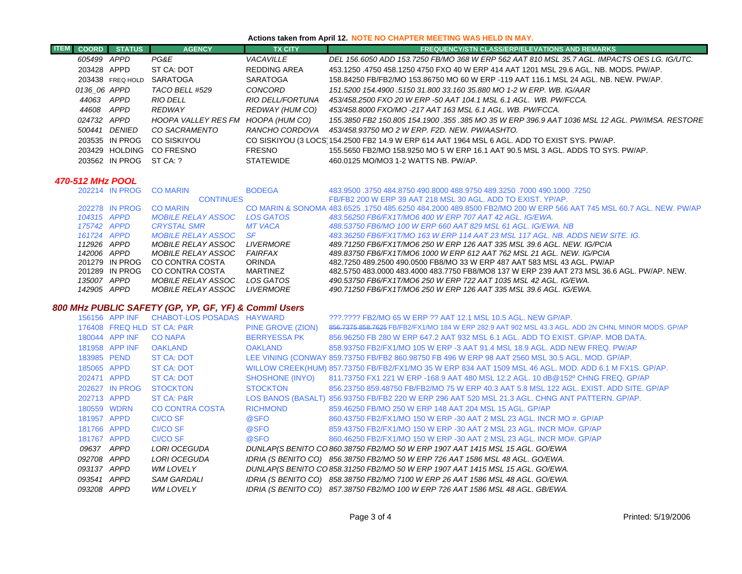**Actions taken from April 12. NOTE NO CHAPTER MEETING WAS HELD IN MAY.**

| ITEM | COORD | STATUS | AGENCY | TX CITY | FREQUENCY/STN CLASS/ERP/ELEVATIONS AND REMARKS |
|---|---|---|---|---|---|
| | 605499 | APPD | PG&E | VACAVILLE | DEL 156.6050 ADD 153.7250 FB/MO 368 W ERP 562 AAT 810 MSL 35.7 AGL. IMPACTS OES LG. IG/UTC. |
| | 203428 | APPD | ST CA: DOT | REDDING AREA | 453.1250 .4750 458.1250 4750 FXO 40 W ERP 414 AAT 1201 MSL 29.6 AGL. NB. MODS. PW/AP. |
| | 203438 | FREQ HOLD | SARATOGA | SARATOGA | 158.84250 FB/FB2/MO 153.86750 MO 60 W ERP -119 AAT 116.1 MSL 24 AGL. NB. NEW. PW/AP. |
| | 0136_06 | APPD | TACO BELL #529 | CONCORD | 151.5200 154.4900 .5150 31.800 33.160 35.880 MO 1-2 W ERP. WB. IG/AAR |
| | 44063 | APPD | RIO DELL | RIO DELL/FORTUNA | 453/458.2500 FXO 20 W ERP -50 AAT 104.1 MSL 6.1 AGL. WB. PW/FCCA. |
| | 44608 | APPD | REDWAY | REDWAY (HUM CO) | 453/458.8000 FXO/MO -217 AAT 163 MSL 6.1 AGL. WB. PW/FCCA. |
| | 024732 | APPD | HOOPA VALLEY RES FM | HOOPA (HUM CO) | 155.3850 FB2 150.805 154.1900 .355 .385 MO 35 W ERP 396.9 AAT 1036 MSL 12 AGL. PW/IMSA. RESTORE |
| | 500441 | DENIED | CO SACRAMENTO | RANCHO CORDOVA | 453/458.93750 MO 2 W ERP. F2D. NEW. PW/AASHTO. |
| | 203535 | IN PROG | CO SISKIYOU | CO SISKIYOU (3 LOCS) | 154.2500 FB2 14.9 W ERP 614 AAT 1964 MSL 6 AGL. ADD TO EXIST SYS. PW/AP. |
| | 203429 | HOLDING | CO FRESNO | FRESNO | 155.5650 FB2/MO 158.9250 MO 5 W ERP 16.1 AAT 90.5 MSL 3 AGL. ADDS TO SYS. PW/AP. |
| | 203562 | IN PROG | ST CA: ? | STATEWIDE | 460.0125 MO/MO3 1-2 WATTS NB. PW/AP. |

### 470-512 MHz POOL

| ITEM | COORD | STATUS | AGENCY | TX CITY | FREQUENCY/STN CLASS/ERP/ELEVATIONS AND REMARKS |
|---|---|---|---|---|---|
| | 202214 | IN PROG | CO MARIN | BODEGA | 483.9500 .3750 484.8750 490.8000 488.9750 489.3250 .7000 490.1000 .7250 |
| | | | CONTINUES | | FB/FB2 200 W ERP 39 AAT 218 MSL 30 AGL. ADD TO EXIST. YP/AP. |
| | 202278 | IN PROG | CO MARIN | CO MARIN & SONOMA | 483.6525 .1750 485.6250 484.2000 489.8500 FB2/MO 200 W ERP 566 AAT 745 MSL 60.7 AGL. NEW. PW/AP |
| | 104315 | APPD | MOBILE RELAY ASSOC | LOS GATOS | 483.56250 FB6/FX1T/MO6 400 W ERP 707 AAT 42 AGL. IG/EWA. |
| | 175742 | APPD | CRYSTAL SMR | MT VACA | 488.53750 FB6/MO 100 W ERP 660 AAT 829 MSL 61 AGL. IG/EWA. NB |
| | 161724 | APPD | MOBILE RELAY ASSOC | SF | 483.36250 FB6/FX1T/MO6 163 W ERP 114 AAT 23 MSL 117 AGL. NB. ADDS NEW SITE. IG. |
| | 112926 | APPD | MOBILE RELAY ASSOC | LIVERMORE | 489.71250 FB6/FX1T/MO6 250 W ERP 126 AAT 335 MSL 39.6 AGL. NEW. IG/PCIA |
| | 142006 | APPD | MOBILE RELAY ASSOC | FAIRFAX | 489.83750 FB6/FX1T/MO6 1000 W ERP 612 AAT 762 MSL 21 AGL. NEW. IG/PCIA |
| | 201279 | IN PROG | CO CONTRA COSTA | ORINDA | 482.7250 489.2500 490.0500 FB8/MO 33 W ERP 487 AAT 583 MSL 43 AGL. PW/AP |
| | 201289 | IN PROG | CO CONTRA COSTA | MARTINEZ | 482.5750 483.0000 483.4000 483.7750 FB8/MO8 137 W ERP 239 AAT 273 MSL 36.6 AGL. PW/AP. NEW. |
| | 135007 | APPD | MOBILE RELAY ASSOC | LOS GATOS | 490.53750 FB6/FX1T/MO6 250 W ERP 722 AAT 1035 MSL 42 AGL. IG/EWA. |
| | 142905 | APPD | MOBILE RELAY ASSOC | LIVERMORE | 490.71250 FB6/FX1T/MO6 250 W ERP 126 AAT 335 MSL 39.6 AGL. IG/EWA. |

### 800 MHz PUBLIC SAFETY (GP, YP, GF, YF) & Comml Users

| ITEM | COORD | STATUS | AGENCY | TX CITY | FREQUENCY/STN CLASS/ERP/ELEVATIONS AND REMARKS |
|---|---|---|---|---|---|
| | 156156 | APP INF | CHABOT-LOS POSADAS | HAYWARD | ???.???? FB2/MO 65 W ERP ?? AAT 12.1 MSL 10.5 AGL. NEW GP/AP. |
| | 176408 | FREQ HLD | ST CA: P&R | PINE GROVE (ZION) | ~~856.7375 858.7625~~ FB/FB2/FX1/MO 184 W ERP 282.9 AAT 902 MSL 43.3 AGL. ADD 2N CHNL MINOR MODS. GP/AP |
| | 180044 | APP INF | CO NAPA | BERRYESSA PK | 856.96250 FB 280 W ERP 647.2 AAT 932 MSL 6.1 AGL. ADD TO EXIST. GP/AP. MOB DATA. |
| | 181958 | APP INF | OAKLAND | OAKLAND | 858.93750 FB2/FX1/MO 105 W ERP -3 AAT 91.4 MSL 18.9 AGL. ADD NEW FREQ. PW/AP |
| | 183985 | PEND | ST CA: DOT | LEE VINING (CONWAY | 859.73750 FB/FB2 860.98750 FB 496 W ERP 98 AAT 2560 MSL 30.5 AGL. MOD. GP/AP. |
| | 185065 | APPD | ST CA: DOT | WILLOW CREEK(HUM) | 857.73750 FB/FB2/FX1/MO 35 W ERP 834 AAT 1509 MSL 46 AGL. MOD. ADD 6.1 M FX1S. GP/AP. |
| | 202471 | APPD | ST CA: DOT | SHOSHONE (INYO) | 811.73750 FX1 221 W ERP -168.9 AAT 480 MSL 12.2 AGL. 10 dB@152º CHNG FREQ. GP/AP |
| | 202627 | IN PROG | STOCKTON | STOCKTON | 856.23750 859.48750 FB/FB2/MO 75 W ERP 40.3 AAT 5.8 MSL 122 AGL. EXIST. ADD SITE. GP/AP |
| | 202713 | APPD | ST CA: P&R | LOS BANOS (BASALT) | 856.93750 FB/FB2 220 W ERP 296 AAT 520 MSL 21.3 AGL. CHNG ANT PATTERN. GP/AP. |
| | 180559 | WDRN | CO CONTRA COSTA | RICHMOND | 859.46250 FB/MO 250 W ERP 148 AAT 204 MSL 15 AGL. GP/AP |
| | 181957 | APPD | CI/CO SF | @SFO | 860.43750 FB2/FX1/MO 150 W ERP -30 AAT 2 MSL 23 AGL. INCR MO #. GP/AP |
| | 181766 | APPD | CI/CO SF | @SFO | 859.43750 FB2/FX1/MO 150 W ERP -30 AAT 2 MSL 23 AGL. INCR MO#. GP/AP |
| | 181767 | APPD | CI/CO SF | @SFO | 860.46250 FB2/FX1/MO 150 W ERP -30 AAT 2 MSL 23 AGL. INCR MO#. GP/AP |
| | 09637 | APPD | LORI OCEGUDA | DUNLAP(S BENITO CO | 860.38750 FB2/MO 50 W ERP 1907 AAT 1415 MSL 15 AGL. GO/EWA |
| | 092708 | APPD | LORI OCEGUDA | IDRIA (S BENITO CO) | 856.38750 FB2/MO 50 W ERP 726 AAT 1586 MSL 48 AGL. GO/EWA. |
| | 093137 | APPD | WM LOVELY | DUNLAP(S BENITO CO | 858.31250 FB2/MO 50 W ERP 1907 AAT 1415 MSL 15 AGL. GO/EWA. |
| | 093541 | APPD | SAM GARDALI | IDRIA (S BENITO CO) | 858.38750 FB2/MO 7100 W ERP 26 AAT 1586 MSL 48 AGL. GO/EWA. |
| | 093208 | APPD | WM LOVELY | IDRIA (S BENITO CO) | 857.38750 FB2/MO 100 W ERP 726 AAT 1586 MSL 48 AGL. GB/EWA. |

Printed: 5/19/2006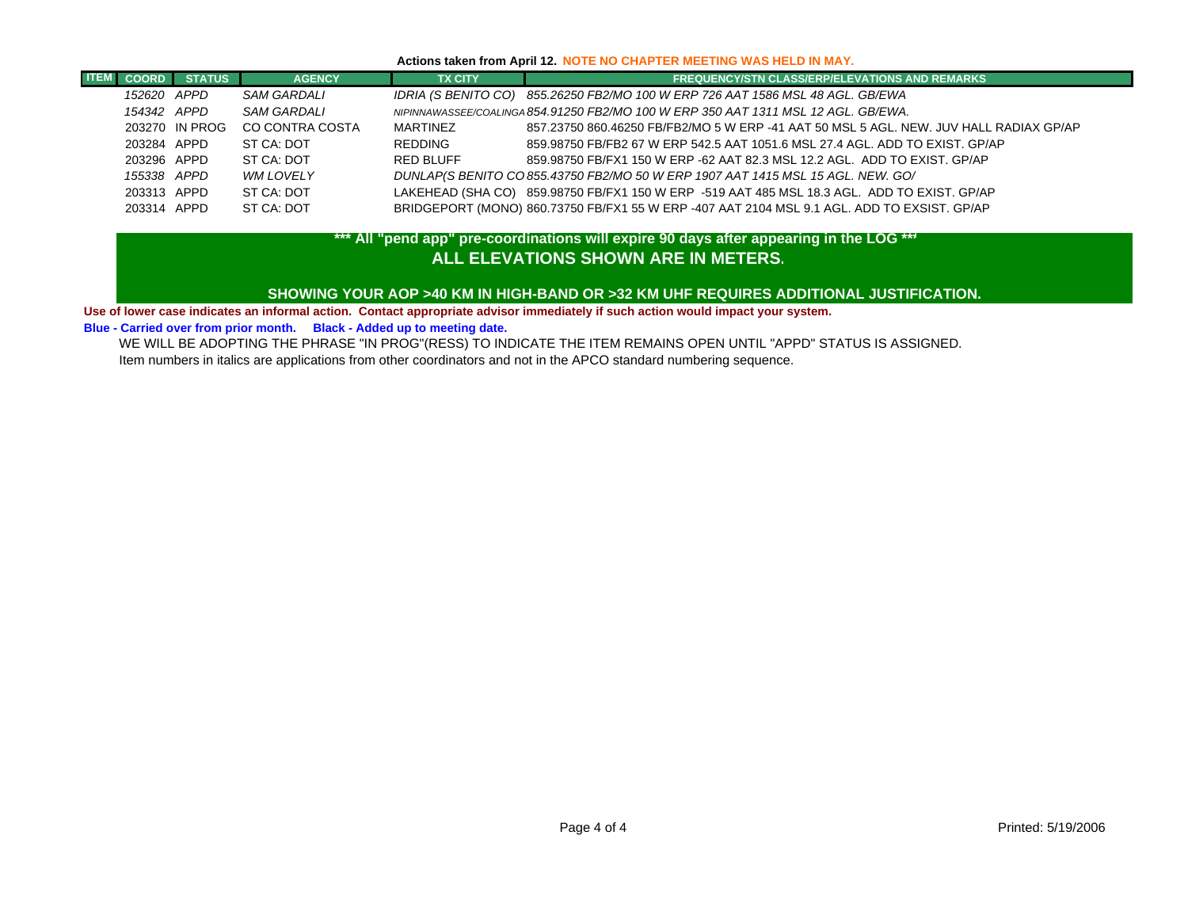**Actions taken from April 12. NOTE NO CHAPTER MEETING WAS HELD IN MAY.**

| ITEM | COORD | STATUS | AGENCY | TX CITY | FREQUENCY/STN CLASS/ERP/ELEVATIONS AND REMARKS |
|---|---|---|---|---|---|
| | *152620* | *APPD* | *SAM GARDALI* | *IDRIA (S BENITO CO)* | *855.26250 FB2/MO 100 W ERP 726 AAT 1586 MSL 48 AGL. GB/EWA* |
| | *154342* | *APPD* | *SAM GARDALI* | *NIPINNAWASSEE/COALINGA* | *854.91250 FB2/MO 100 W ERP 350 AAT 1311 MSL 12 AGL. GB/EWA.* |
| | 203270 | IN PROG | CO CONTRA COSTA | MARTINEZ | 857.23750 860.46250 FB/FB2/MO 5 W ERP -41 AAT 50 MSL 5 AGL. NEW. JUV HALL RADIAX GP/AP |
| | 203284 | APPD | ST CA: DOT | REDDING | 859.98750 FB/FB2 67 W ERP 542.5 AAT 1051.6 MSL 27.4 AGL. ADD TO EXIST. GP/AP |
| | 203296 | APPD | ST CA: DOT | RED BLUFF | 859.98750 FB/FX1 150 W ERP -62 AAT 82.3 MSL 12.2 AGL. ADD TO EXIST. GP/AP |
| | *155338* | *APPD* | *WM LOVELY* | *DUNLAP(S BENITO CO* | *855.43750 FB2/MO 50 W ERP 1907 AAT 1415 MSL 15 AGL. NEW. GO/* |
| | 203313 | APPD | ST CA: DOT | LAKEHEAD (SHA CO) | 859.98750 FB/FX1 150 W ERP -519 AAT 485 MSL 18.3 AGL. ADD TO EXIST. GP/AP |
| | 203314 | APPD | ST CA: DOT | BRIDGEPORT (MONO) | 860.73750 FB/FX1 55 W ERP -407 AAT 2104 MSL 9.1 AGL. ADD TO EXSIST. GP/AP |

**\*\*\* All "pend app" pre-coordinations will expire 90 days after appearing in the LOG \*\*\***

**ALL ELEVATIONS SHOWN ARE IN METERS.**

**SHOWING YOUR AOP >40 KM IN HIGH-BAND OR >32 KM UHF REQUIRES ADDITIONAL JUSTIFICATION.**

**Use of lower case indicates an informal action. Contact appropriate advisor immediately if such action would impact your system.**

**Blue - Carried over from prior month. Black - Added up to meeting date.**

WE WILL BE ADOPTING THE PHRASE "IN PROG"(RESS) TO INDICATE THE ITEM REMAINS OPEN UNTIL "APPD" STATUS IS ASSIGNED.

Item numbers in italics are applications from other coordinators and not in the APCO standard numbering sequence.

Printed: 5/19/2006